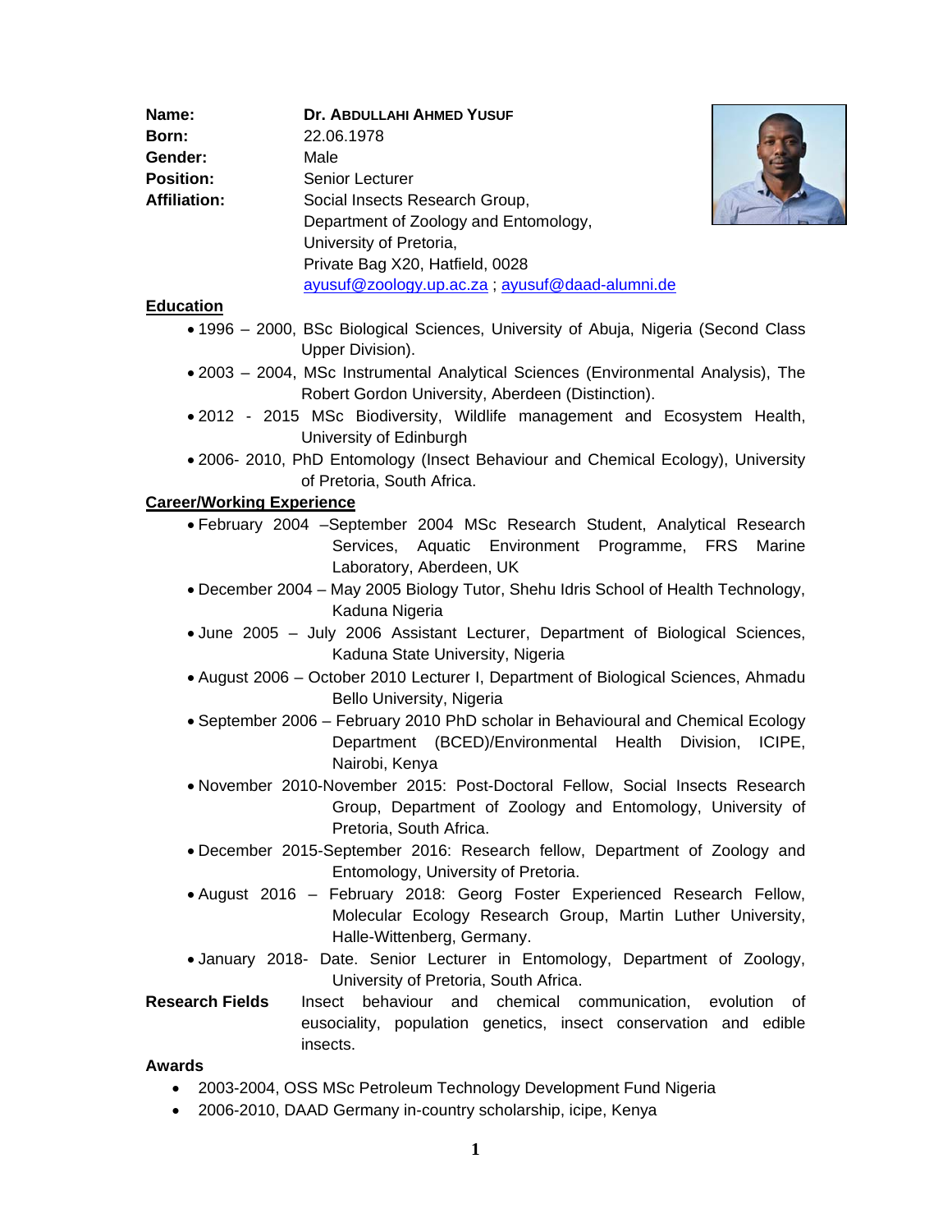**Name:** Dr. ABDULLAHI AHMED YUSUF
**Born:** 22.06.1978
**Gender:** Male
**Position:** Senior Lecturer
**Affiliation:** Social Insects Research Group,
Department of Zoology and Entomology,
University of Pretoria,
Private Bag X20, Hatfield, 0028
ayusuf@zoology.up.ac.za ; ayusuf@daad-alumni.de

## Education

- 1996 – 2000, BSc Biological Sciences, University of Abuja, Nigeria (Second Class Upper Division).
- 2003 – 2004, MSc Instrumental Analytical Sciences (Environmental Analysis), The Robert Gordon University, Aberdeen (Distinction).
- 2012 - 2015 MSc Biodiversity, Wildlife management and Ecosystem Health, University of Edinburgh
- 2006- 2010, PhD Entomology (Insect Behaviour and Chemical Ecology), University of Pretoria, South Africa.

## Career/Working Experience

- February 2004 –September 2004 MSc Research Student, Analytical Research Services, Aquatic Environment Programme, FRS Marine Laboratory, Aberdeen, UK
- December 2004 – May 2005 Biology Tutor, Shehu Idris School of Health Technology, Kaduna Nigeria
- June 2005 – July 2006 Assistant Lecturer, Department of Biological Sciences, Kaduna State University, Nigeria
- August 2006 – October 2010 Lecturer I, Department of Biological Sciences, Ahmadu Bello University, Nigeria
- September 2006 – February 2010 PhD scholar in Behavioural and Chemical Ecology Department (BCED)/Environmental Health Division, ICIPE, Nairobi, Kenya
- November 2010-November 2015: Post-Doctoral Fellow, Social Insects Research Group, Department of Zoology and Entomology, University of Pretoria, South Africa.
- December 2015-September 2016: Research fellow, Department of Zoology and Entomology, University of Pretoria.
- August 2016 – February 2018: Georg Foster Experienced Research Fellow, Molecular Ecology Research Group, Martin Luther University, Halle-Wittenberg, Germany.
- January 2018- Date. Senior Lecturer in Entomology, Department of Zoology, University of Pretoria, South Africa.

**Research Fields** Insect behaviour and chemical communication, evolution of eusociality, population genetics, insect conservation and edible insects.

## Awards

- 2003-2004, OSS MSc Petroleum Technology Development Fund Nigeria
- 2006-2010, DAAD Germany in-country scholarship, icipe, Kenya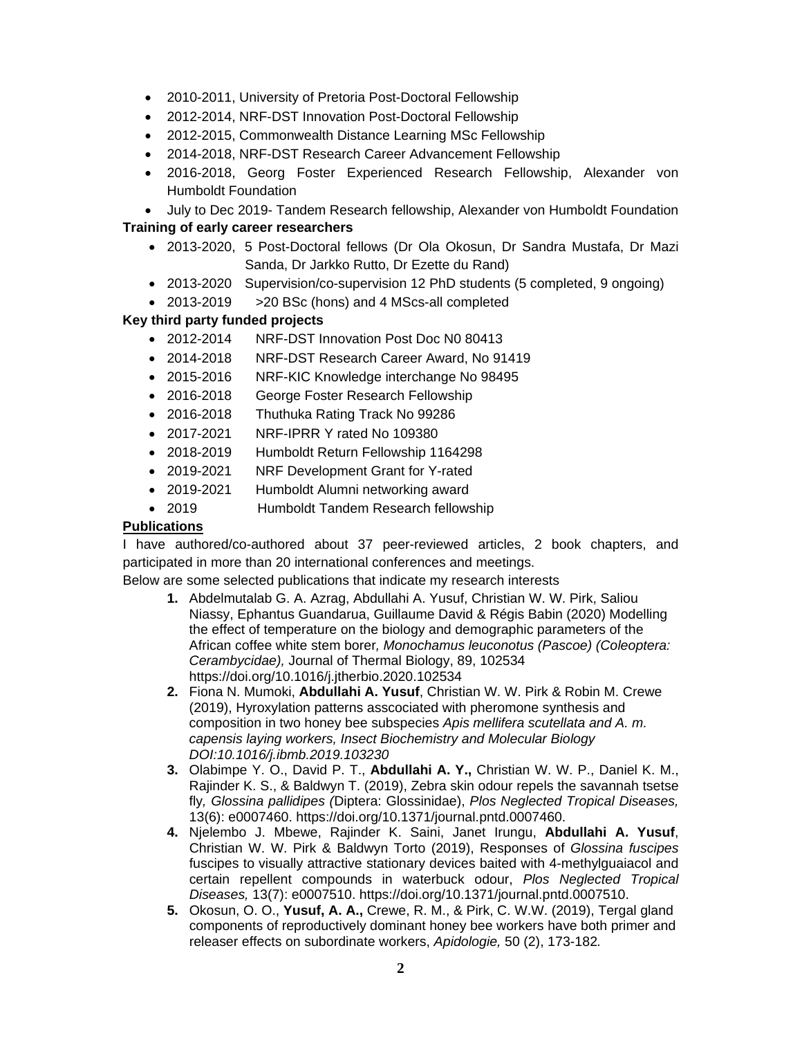- 2010-2011, University of Pretoria Post-Doctoral Fellowship
- 2012-2014, NRF-DST Innovation Post-Doctoral Fellowship
- 2012-2015, Commonwealth Distance Learning MSc Fellowship
- 2014-2018, NRF-DST Research Career Advancement Fellowship
- 2016-2018, Georg Foster Experienced Research Fellowship, Alexander von Humboldt Foundation
- July to Dec 2019- Tandem Research fellowship, Alexander von Humboldt Foundation

**Training of early career researchers**

- 2013-2020, 5 Post-Doctoral fellows (Dr Ola Okosun, Dr Sandra Mustafa, Dr Mazi Sanda, Dr Jarkko Rutto, Dr Ezette du Rand)
- 2013-2020 Supervision/co-supervision 12 PhD students (5 completed, 9 ongoing)
- 2013-2019 >20 BSc (hons) and 4 MScs-all completed

**Key third party funded projects**

- 2012-2014 NRF-DST Innovation Post Doc N0 80413
- 2014-2018 NRF-DST Research Career Award, No 91419
- 2015-2016 NRF-KIC Knowledge interchange No 98495
- 2016-2018 George Foster Research Fellowship
- 2016-2018 Thuthuka Rating Track No 99286
- 2017-2021 NRF-IPRR Y rated No 109380
- 2018-2019 Humboldt Return Fellowship 1164298
- 2019-2021 NRF Development Grant for Y-rated
- 2019-2021 Humboldt Alumni networking award
- 2019 Humboldt Tandem Research fellowship

**<u>Publications</u>**

I have authored/co-authored about 37 peer-reviewed articles, 2 book chapters, and participated in more than 20 international conferences and meetings.

Below are some selected publications that indicate my research interests

1. Abdelmutalab G. A. Azrag, Abdullahi A. Yusuf, Christian W. W. Pirk, Saliou Niassy, Ephantus Guandarua, Guillaume David & Régis Babin (2020) Modelling the effect of temperature on the biology and demographic parameters of the African coffee white stem borer*, Monochamus leuconotus (Pascoe) (Coleoptera: Cerambycidae),* Journal of Thermal Biology, 89, 102534 https://doi.org/10.1016/j.jtherbio.2020.102534
2. Fiona N. Mumoki, **Abdullahi A. Yusuf**, Christian W. W. Pirk & Robin M. Crewe (2019), Hyroxylation patterns asscociated with pheromone synthesis and composition in two honey bee subspecies *Apis mellifera scutellata and A. m. capensis laying workers, Insect Biochemistry and Molecular Biology DOI:10.1016/j.ibmb.2019.103230*
3. Olabimpe Y. O., David P. T., **Abdullahi A. Y.,** Christian W. W. P., Daniel K. M., Rajinder K. S., & Baldwyn T. (2019), Zebra skin odour repels the savannah tsetse fly*, Glossina pallidipes (*Diptera: Glossinidae), *Plos Neglected Tropical Diseases,* 13(6): e0007460. https://doi.org/10.1371/journal.pntd.0007460.
4. Njelembo J. Mbewe, Rajinder K. Saini, Janet Irungu, **Abdullahi A. Yusuf**, Christian W. W. Pirk & Baldwyn Torto (2019), Responses of *Glossina fuscipes* fuscipes to visually attractive stationary devices baited with 4-methylguaiacol and certain repellent compounds in waterbuck odour, *Plos Neglected Tropical Diseases,* 13(7): e0007510. https://doi.org/10.1371/journal.pntd.0007510.
5. Okosun, O. O., **Yusuf, A. A.,** Crewe, R. M., & Pirk, C. W.W. (2019), Tergal gland components of reproductively dominant honey bee workers have both primer and releaser effects on subordinate workers, *Apidologie,* 50 (2), 173-182*.*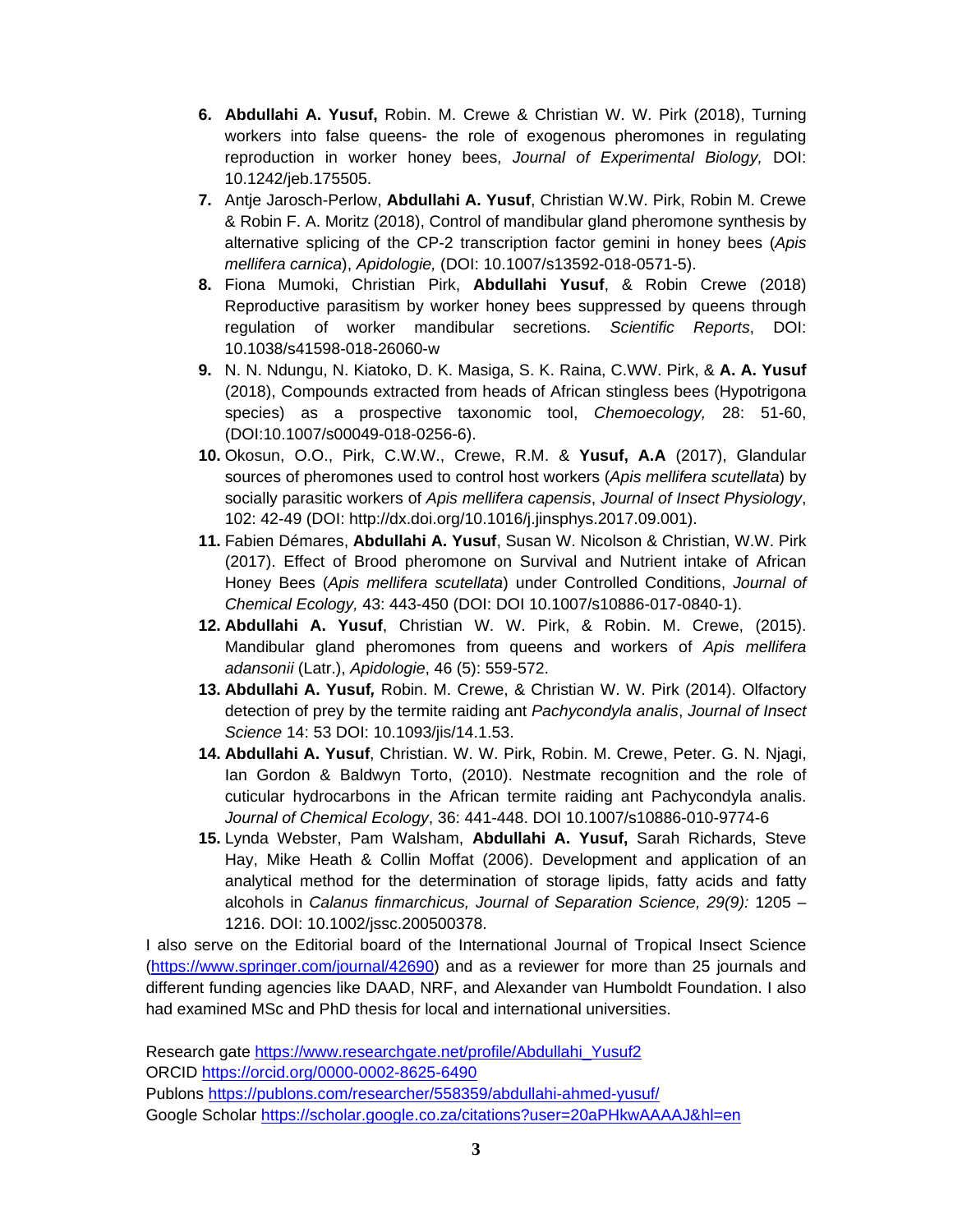6. **Abdullahi A. Yusuf,** Robin. M. Crewe & Christian W. W. Pirk (2018), Turning workers into false queens- the role of exogenous pheromones in regulating reproduction in worker honey bees, *Journal of Experimental Biology,* DOI: 10.1242/jeb.175505.
7. Antje Jarosch-Perlow, **Abdullahi A. Yusuf**, Christian W.W. Pirk, Robin M. Crewe & Robin F. A. Moritz (2018), Control of mandibular gland pheromone synthesis by alternative splicing of the CP-2 transcription factor gemini in honey bees (*Apis mellifera carnica*), *Apidologie,* (DOI: 10.1007/s13592-018-0571-5).
8. Fiona Mumoki, Christian Pirk, **Abdullahi Yusuf**, & Robin Crewe (2018) Reproductive parasitism by worker honey bees suppressed by queens through regulation of worker mandibular secretions. *Scientific Reports*, DOI: 10.1038/s41598-018-26060-w
9. N. N. Ndungu, N. Kiatoko, D. K. Masiga, S. K. Raina, C.WW. Pirk, & **A. A. Yusuf** (2018), Compounds extracted from heads of African stingless bees (Hypotrigona species) as a prospective taxonomic tool, *Chemoecology,* 28: 51-60, (DOI:10.1007/s00049-018-0256-6).
10. Okosun, O.O., Pirk, C.W.W., Crewe, R.M. & **Yusuf, A.A** (2017), Glandular sources of pheromones used to control host workers (*Apis mellifera scutellata*) by socially parasitic workers of *Apis mellifera capensis*, *Journal of Insect Physiology*, 102: 42-49 (DOI: http://dx.doi.org/10.1016/j.jinsphys.2017.09.001).
11. Fabien Démares, **Abdullahi A. Yusuf**, Susan W. Nicolson & Christian, W.W. Pirk (2017). Effect of Brood pheromone on Survival and Nutrient intake of African Honey Bees (*Apis mellifera scutellata*) under Controlled Conditions, *Journal of Chemical Ecology,* 43: 443-450 (DOI: DOI 10.1007/s10886-017-0840-1).
12. **Abdullahi A. Yusuf**, Christian W. W. Pirk, & Robin. M. Crewe, (2015). Mandibular gland pheromones from queens and workers of *Apis mellifera adansonii* (Latr.), *Apidologie*, 46 (5): 559-572.
13. **Abdullahi A. Yusuf,** Robin. M. Crewe, & Christian W. W. Pirk (2014). Olfactory detection of prey by the termite raiding ant *Pachycondyla analis*, *Journal of Insect Science* 14: 53 DOI: 10.1093/jis/14.1.53.
14. **Abdullahi A. Yusuf**, Christian. W. W. Pirk, Robin. M. Crewe, Peter. G. N. Njagi, Ian Gordon & Baldwyn Torto, (2010). Nestmate recognition and the role of cuticular hydrocarbons in the African termite raiding ant Pachycondyla analis. *Journal of Chemical Ecology*, 36: 441-448. DOI 10.1007/s10886-010-9774-6
15. Lynda Webster, Pam Walsham, **Abdullahi A. Yusuf,** Sarah Richards, Steve Hay, Mike Heath & Collin Moffat (2006). Development and application of an analytical method for the determination of storage lipids, fatty acids and fatty alcohols in *Calanus finmarchicus, Journal of Separation Science, 29(9):* 1205 – 1216. DOI: 10.1002/jssc.200500378.

I also serve on the Editorial board of the International Journal of Tropical Insect Science (https://www.springer.com/journal/42690) and as a reviewer for more than 25 journals and different funding agencies like DAAD, NRF, and Alexander van Humboldt Foundation. I also had examined MSc and PhD thesis for local and international universities.

Research gate https://www.researchgate.net/profile/Abdullahi_Yusuf2
ORCID https://orcid.org/0000-0002-8625-6490
Publons https://publons.com/researcher/558359/abdullahi-ahmed-yusuf/
Google Scholar https://scholar.google.co.za/citations?user=20aPHkwAAAAJ&hl=en